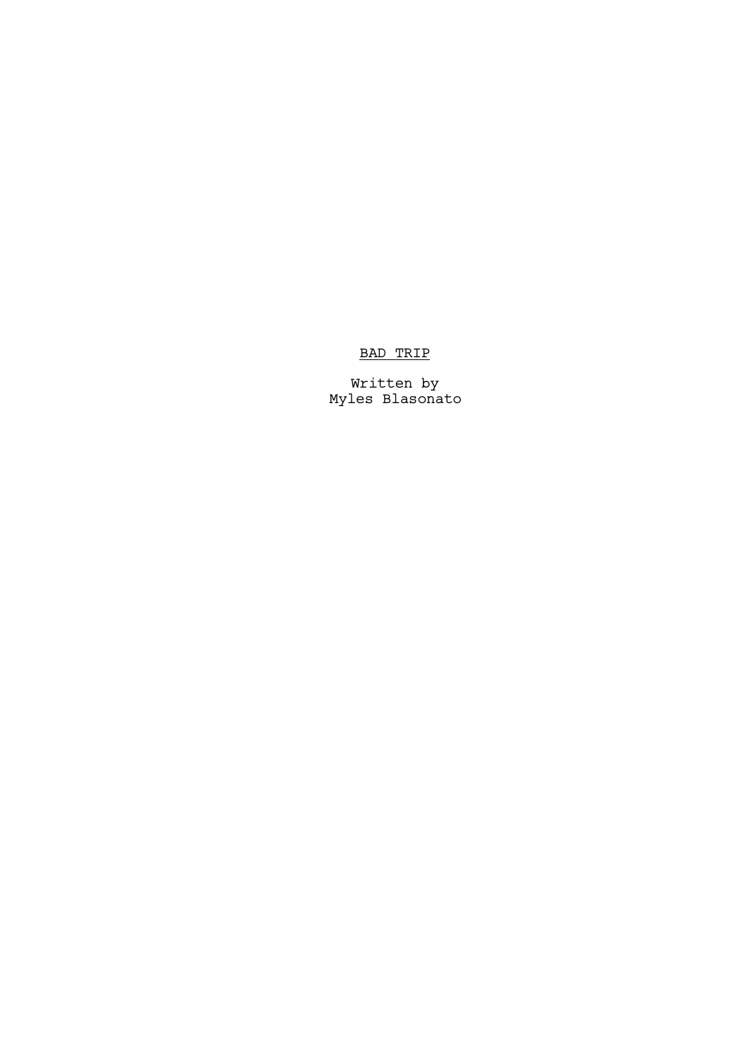# <u>BAD TRIP</u>

Written by
Myles Blasonato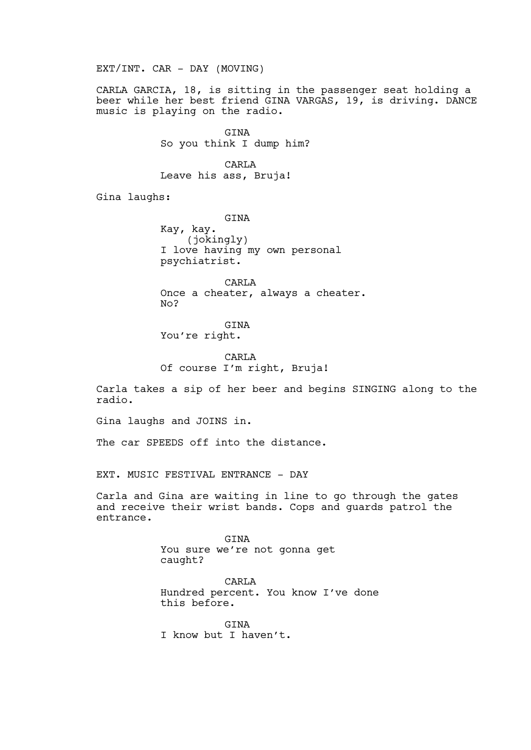EXT/INT. CAR - DAY (MOVING)

CARLA GARCIA, 18, is sitting in the passenger seat holding a beer while her best friend GINA VARGAS, 19, is driving. DANCE music is playing on the radio.

GINA
So you think I dump him?

CARLA
Leave his ass, Bruja!

Gina laughs:

GINA
Kay, kay.
(jokingly)
I love having my own personal psychiatrist.

CARLA
Once a cheater, always a cheater. No?

GINA
You're right.

CARLA
Of course I'm right, Bruja!

Carla takes a sip of her beer and begins SINGING along to the radio.

Gina laughs and JOINS in.

The car SPEEDS off into the distance.

EXT. MUSIC FESTIVAL ENTRANCE - DAY

Carla and Gina are waiting in line to go through the gates and receive their wrist bands. Cops and guards patrol the entrance.

GINA
You sure we're not gonna get caught?

CARLA
Hundred percent. You know I've done this before.

GINA
I know but I haven't.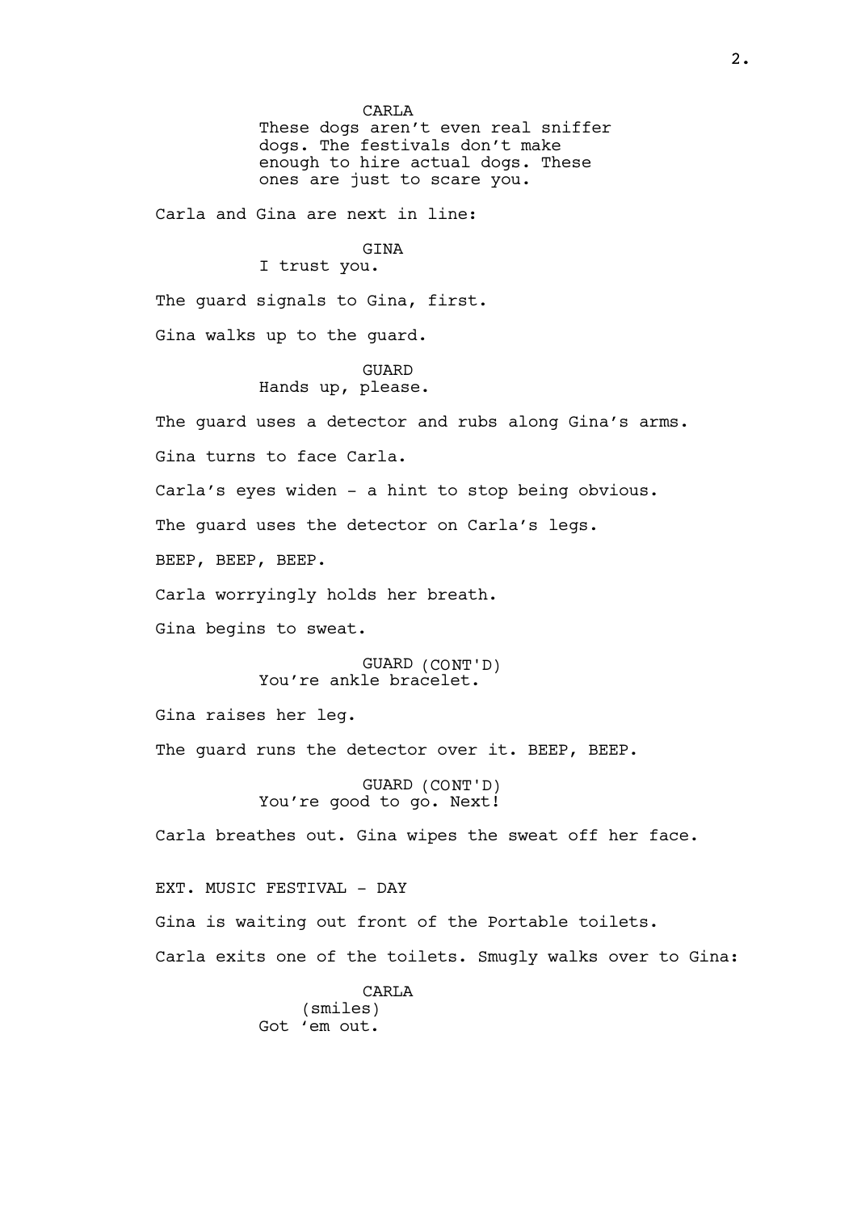CARLA
These dogs aren't even real sniffer dogs. The festivals don't make enough to hire actual dogs. These ones are just to scare you.

Carla and Gina are next in line:

GINA
I trust you.

The guard signals to Gina, first.

Gina walks up to the guard.

GUARD
Hands up, please.

The guard uses a detector and rubs along Gina's arms.

Gina turns to face Carla.

Carla's eyes widen - a hint to stop being obvious.

The guard uses the detector on Carla's legs.

BEEP, BEEP, BEEP.

Carla worryingly holds her breath.

Gina begins to sweat.

GUARD (CONT'D)
You're ankle bracelet.

Gina raises her leg.

The guard runs the detector over it. BEEP, BEEP.

GUARD (CONT'D)
You're good to go. Next!

Carla breathes out. Gina wipes the sweat off her face.

EXT. MUSIC FESTIVAL - DAY

Gina is waiting out front of the Portable toilets.

Carla exits one of the toilets. Smugly walks over to Gina:

CARLA
(smiles)
Got 'em out.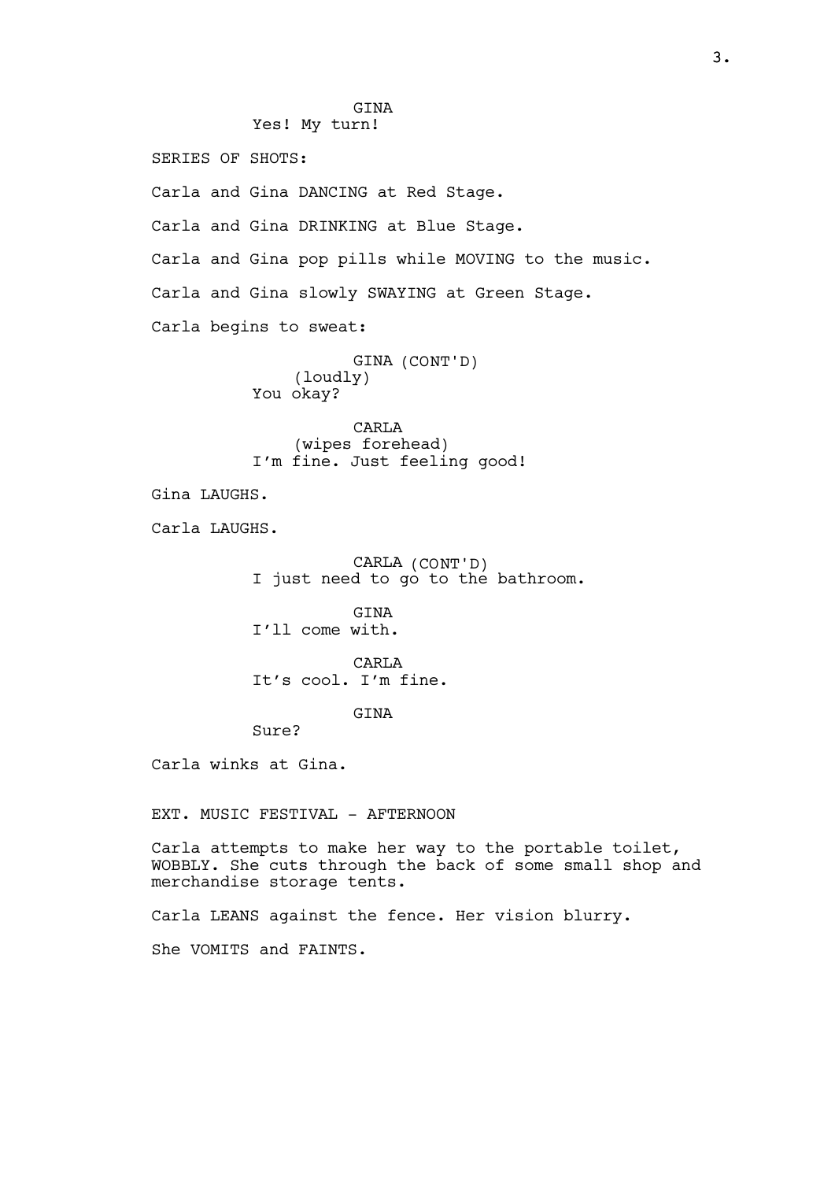GINA
Yes! My turn!

SERIES OF SHOTS:

Carla and Gina DANCING at Red Stage.

Carla and Gina DRINKING at Blue Stage.

Carla and Gina pop pills while MOVING to the music.

Carla and Gina slowly SWAYING at Green Stage.

Carla begins to sweat:

GINA (CONT'D)
(loudly)
You okay?

CARLA
(wipes forehead)
I'm fine. Just feeling good!

Gina LAUGHS.

Carla LAUGHS.

CARLA (CONT'D)
I just need to go to the bathroom.

GINA
I'll come with.

CARLA
It's cool. I'm fine.

GINA
Sure?

Carla winks at Gina.

EXT. MUSIC FESTIVAL - AFTERNOON

Carla attempts to make her way to the portable toilet, WOBBLY. She cuts through the back of some small shop and merchandise storage tents.

Carla LEANS against the fence. Her vision blurry.

She VOMITS and FAINTS.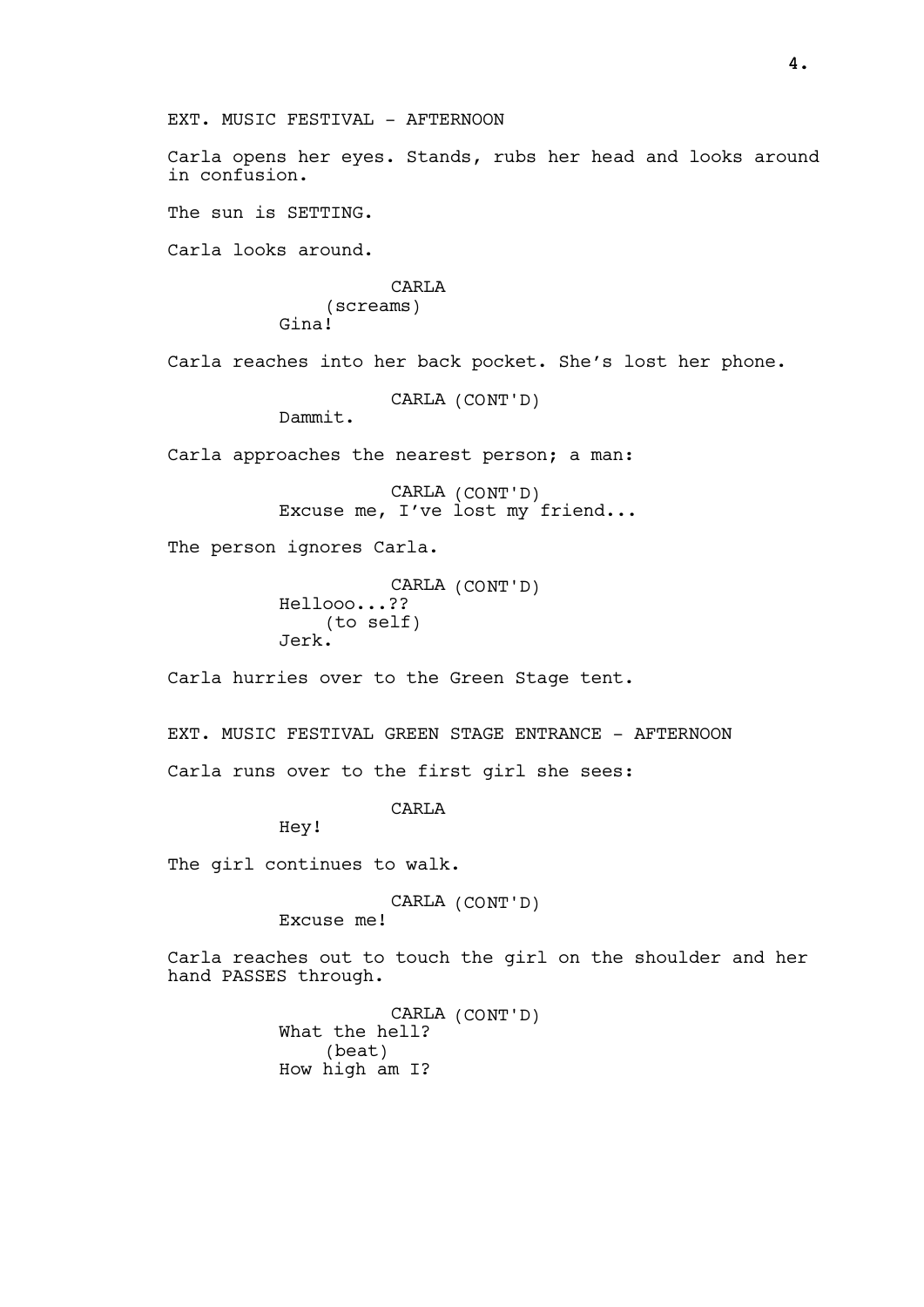EXT. MUSIC FESTIVAL - AFTERNOON

Carla opens her eyes. Stands, rubs her head and looks around in confusion.

The sun is SETTING.

Carla looks around.

CARLA
(screams)
Gina!

Carla reaches into her back pocket. She's lost her phone.

CARLA (CONT'D)
Dammit.

Carla approaches the nearest person; a man:

CARLA (CONT'D)
Excuse me, I've lost my friend...

The person ignores Carla.

CARLA (CONT'D)
Hellooo...??
(to self)
Jerk.

Carla hurries over to the Green Stage tent.

EXT. MUSIC FESTIVAL GREEN STAGE ENTRANCE - AFTERNOON

Carla runs over to the first girl she sees:

CARLA
Hey!

The girl continues to walk.

CARLA (CONT'D)
Excuse me!

Carla reaches out to touch the girl on the shoulder and her hand PASSES through.

CARLA (CONT'D)
What the hell?
(beat)
How high am I?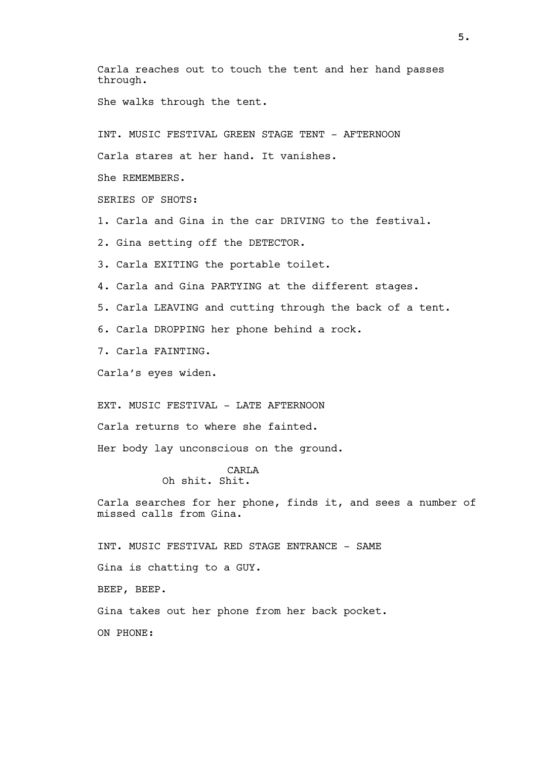Carla reaches out to touch the tent and her hand passes through.

She walks through the tent.

INT. MUSIC FESTIVAL GREEN STAGE TENT - AFTERNOON

Carla stares at her hand. It vanishes.

She REMEMBERS.

SERIES OF SHOTS:

1. Carla and Gina in the car DRIVING to the festival.

2. Gina setting off the DETECTOR.

3. Carla EXITING the portable toilet.

4. Carla and Gina PARTYING at the different stages.

5. Carla LEAVING and cutting through the back of a tent.

6. Carla DROPPING her phone behind a rock.

7. Carla FAINTING.

Carla’s eyes widen.

EXT. MUSIC FESTIVAL - LATE AFTERNOON

Carla returns to where she fainted.

Her body lay unconscious on the ground.

CARLA
Oh shit. Shit.

Carla searches for her phone, finds it, and sees a number of missed calls from Gina.

INT. MUSIC FESTIVAL RED STAGE ENTRANCE - SAME

Gina is chatting to a GUY.

BEEP, BEEP.

Gina takes out her phone from her back pocket.

ON PHONE: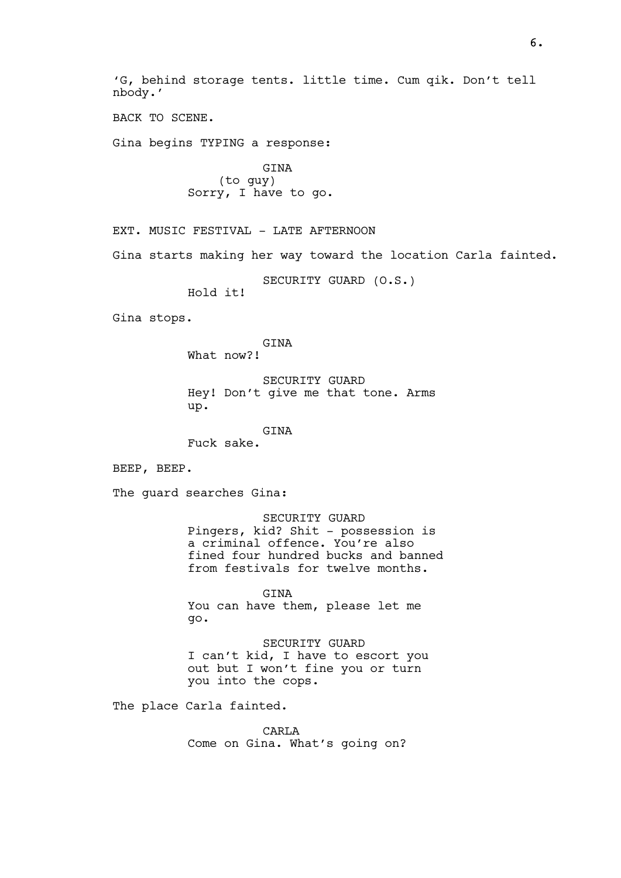'G, behind storage tents. little time. Cum qik. Don't tell nbody.'

BACK TO SCENE.

Gina begins TYPING a response:

GINA
(to guy)
Sorry, I have to go.

EXT. MUSIC FESTIVAL - LATE AFTERNOON

Gina starts making her way toward the location Carla fainted.

SECURITY GUARD (O.S.)
Hold it!

Gina stops.

GINA
What now?!

SECURITY GUARD
Hey! Don't give me that tone. Arms up.

GINA
Fuck sake.

BEEP, BEEP.

The guard searches Gina:

SECURITY GUARD
Pingers, kid? Shit - possession is a criminal offence. You're also fined four hundred bucks and banned from festivals for twelve months.

GINA
You can have them, please let me go.

SECURITY GUARD
I can't kid, I have to escort you out but I won't fine you or turn you into the cops.

The place Carla fainted.

CARLA
Come on Gina. What's going on?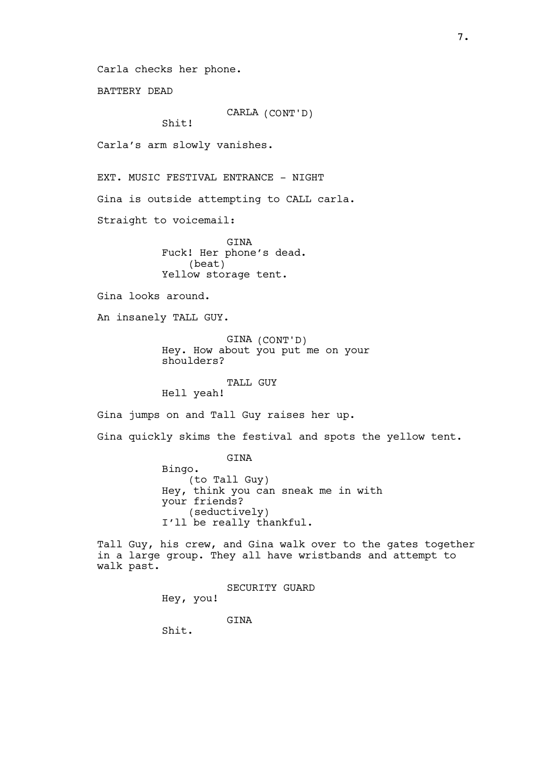Carla checks her phone.

BATTERY DEAD

CARLA (CONT'D)
Shit!

Carla's arm slowly vanishes.

EXT. MUSIC FESTIVAL ENTRANCE - NIGHT

Gina is outside attempting to CALL carla.

Straight to voicemail:

GINA
Fuck! Her phone's dead.
(beat)
Yellow storage tent.

Gina looks around.

An insanely TALL GUY.

GINA (CONT'D)
Hey. How about you put me on your shoulders?

TALL GUY
Hell yeah!

Gina jumps on and Tall Guy raises her up.

Gina quickly skims the festival and spots the yellow tent.

GINA
Bingo.
(to Tall Guy)
Hey, think you can sneak me in with your friends?
(seductively)
I'll be really thankful.

Tall Guy, his crew, and Gina walk over to the gates together in a large group. They all have wristbands and attempt to walk past.

SECURITY GUARD
Hey, you!

GINA
Shit.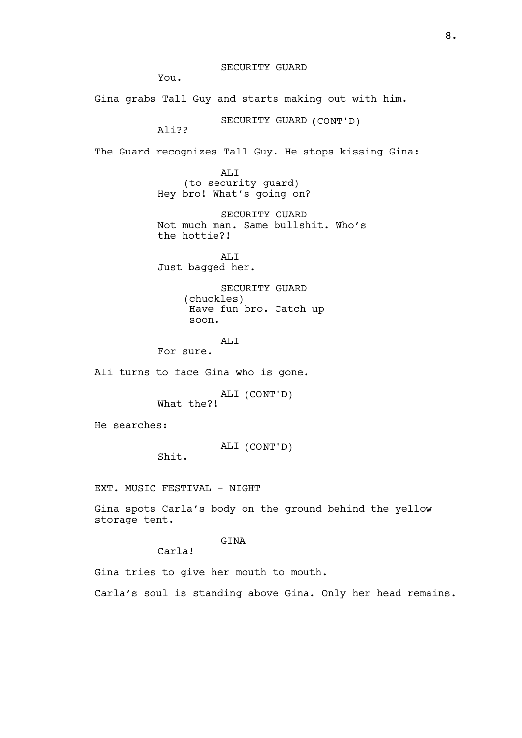SECURITY GUARD

You.

Gina grabs Tall Guy and starts making out with him.

SECURITY GUARD (CONT'D)

Ali??

The Guard recognizes Tall Guy. He stops kissing Gina:

ALI

(to security guard)

Hey bro! What's going on?

SECURITY GUARD

Not much man. Same bullshit. Who's the hottie?!

ALI

Just bagged her.

SECURITY GUARD

(chuckles)

Have fun bro. Catch up soon.

ALI

For sure.

Ali turns to face Gina who is gone.

ALI (CONT'D)

What the?!

He searches:

ALI (CONT'D)

Shit.

EXT. MUSIC FESTIVAL - NIGHT

Gina spots Carla's body on the ground behind the yellow storage tent.

GINA

Carla!

Gina tries to give her mouth to mouth.

Carla's soul is standing above Gina. Only her head remains.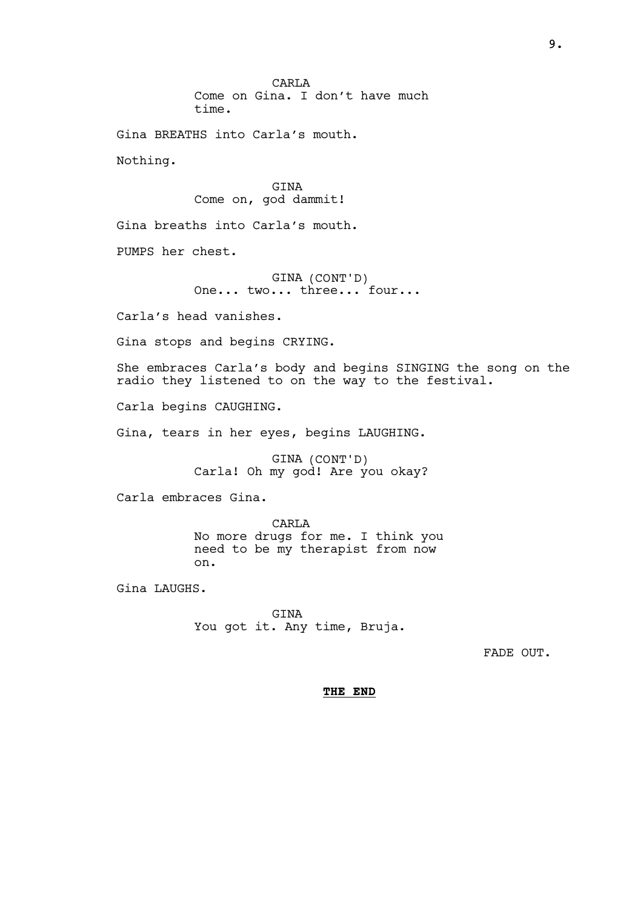CARLA
Come on Gina. I don't have much time.

Gina BREATHS into Carla's mouth.

Nothing.

GINA
Come on, god dammit!

Gina breaths into Carla's mouth.

PUMPS her chest.

GINA (CONT'D)
One... two... three... four...

Carla's head vanishes.

Gina stops and begins CRYING.

She embraces Carla's body and begins SINGING the song on the radio they listened to on the way to the festival.

Carla begins CAUGHING.

Gina, tears in her eyes, begins LAUGHING.

GINA (CONT'D)
Carla! Oh my god! Are you okay?

Carla embraces Gina.

CARLA
No more drugs for me. I think you need to be my therapist from now on.

Gina LAUGHS.

GINA
You got it. Any time, Bruja.

FADE OUT.

**THE END**